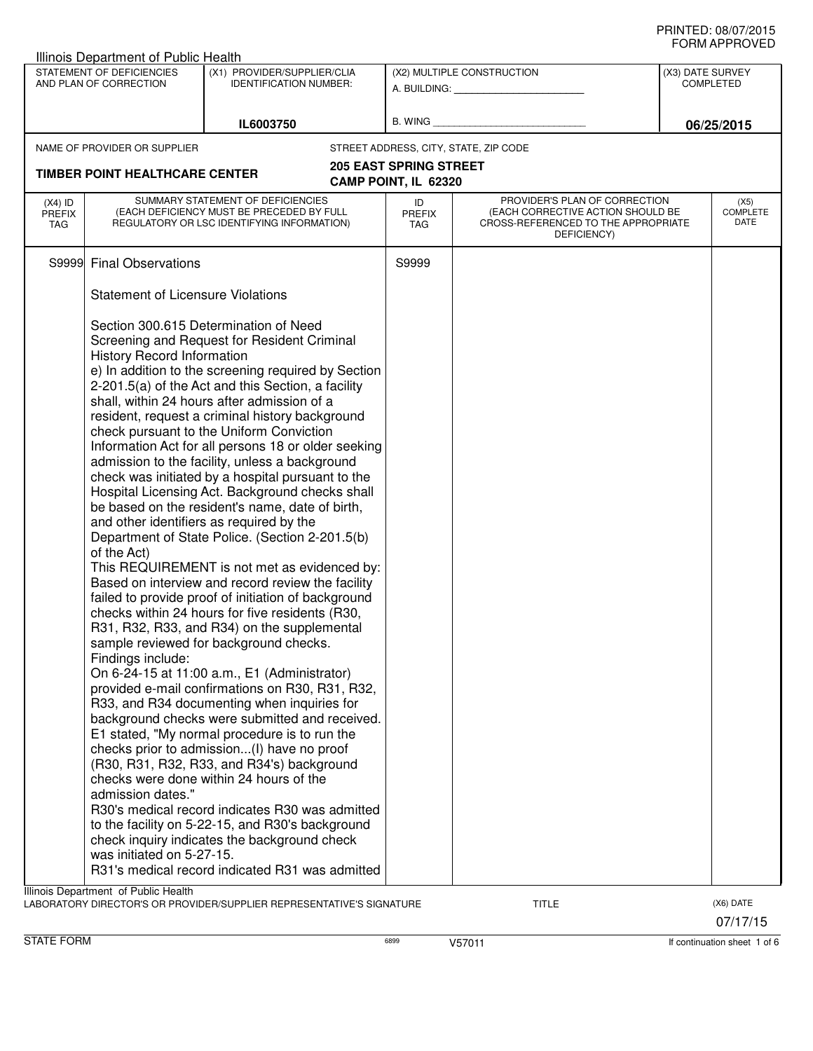PRINTED: 08/07/2015
FORM APPROVED

Illinois Department of Public Health

| STATEMENT OF DEFICIENCIES AND PLAN OF CORRECTION | (X1) PROVIDER/SUPPLIER/CLIA IDENTIFICATION NUMBER: | (X2) MULTIPLE CONSTRUCTION | (X3) DATE SURVEY COMPLETED |
|---|---|---|---|
| | IL6003750 | A. BUILDING: ______ B. WING ______ | 06/25/2015 |

NAME OF PROVIDER OR SUPPLIER: **TIMBER POINT HEALTHCARE CENTER**

STREET ADDRESS, CITY, STATE, ZIP CODE: **205 EAST SPRING STREET, CAMP POINT, IL 62320**

| (X4) ID PREFIX TAG | SUMMARY STATEMENT OF DEFICIENCIES (EACH DEFICIENCY MUST BE PRECEDED BY FULL REGULATORY OR LSC IDENTIFYING INFORMATION) | ID PREFIX TAG | PROVIDER'S PLAN OF CORRECTION (EACH CORRECTIVE ACTION SHOULD BE CROSS-REFERENCED TO THE APPROPRIATE DEFICIENCY) | (X5) COMPLETE DATE |
|---|---|---|---|---|
| S9999 | Final Observations | S9999 | | |

Statement of Licensure Violations

Section 300.615 Determination of Need Screening and Request for Resident Criminal History Record Information
e) In addition to the screening required by Section 2-201.5(a) of the Act and this Section, a facility shall, within 24 hours after admission of a resident, request a criminal history background check pursuant to the Uniform Conviction Information Act for all persons 18 or older seeking admission to the facility, unless a background check was initiated by a hospital pursuant to the Hospital Licensing Act. Background checks shall be based on the resident's name, date of birth, and other identifiers as required by the Department of State Police. (Section 2-201.5(b) of the Act)
This REQUIREMENT is not met as evidenced by:
Based on interview and record review the facility failed to provide proof of initiation of background checks within 24 hours for five residents (R30, R31, R32, R33, and R34) on the supplemental sample reviewed for background checks.
Findings include:
On 6-24-15 at 11:00 a.m., E1 (Administrator) provided e-mail confirmations on R30, R31, R32, R33, and R34 documenting when inquiries for background checks were submitted and received. E1 stated, "My normal procedure is to run the checks prior to admission...(I) have no proof (R30, R31, R32, R33, and R34's) background checks were done within 24 hours of the admission dates."
R30's medical record indicates R30 was admitted to the facility on 5-22-15, and R30's background check inquiry indicates the background check was initiated on 5-27-15.
R31's medical record indicated R31 was admitted

Illinois Department of Public Health
LABORATORY DIRECTOR'S OR PROVIDER/SUPPLIER REPRESENTATIVE'S SIGNATURE | TITLE | (X6) DATE 07/17/15

STATE FORM 6899 V57011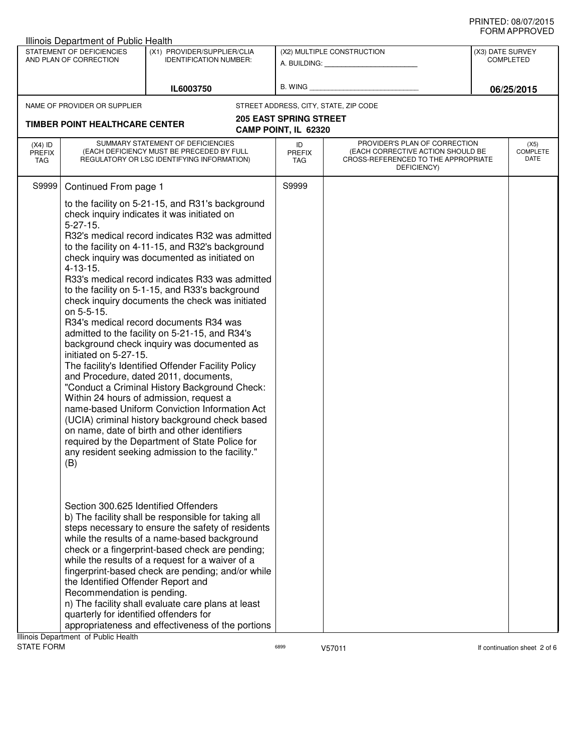Illinois Department of Public Health

| STATEMENT OF DEFICIENCIES AND PLAN OF CORRECTION | (X1) PROVIDER/SUPPLIER/CLIA IDENTIFICATION NUMBER: | (X2) MULTIPLE CONSTRUCTION | (X3) DATE SURVEY COMPLETED |
|---|---|---|---|
| | IL6003750 | A. BUILDING: ______ B. WING ______ | 06/25/2015 |

NAME OF PROVIDER OR SUPPLIER: **TIMBER POINT HEALTHCARE CENTER**

STREET ADDRESS, CITY, STATE, ZIP CODE: **205 EAST SPRING STREET, CAMP POINT, IL 62320**

| (X4) ID PREFIX TAG | SUMMARY STATEMENT OF DEFICIENCIES (EACH DEFICIENCY MUST BE PRECEDED BY FULL REGULATORY OR LSC IDENTIFYING INFORMATION) | ID PREFIX TAG | PROVIDER'S PLAN OF CORRECTION (EACH CORRECTIVE ACTION SHOULD BE CROSS-REFERENCED TO THE APPROPRIATE DEFICIENCY) | (X5) COMPLETE DATE |
|---|---|---|---|---|
| S9999 | Continued From page 1 | S9999 | | |

to the facility on 5-21-15, and R31's background check inquiry indicates it was initiated on 5-27-15.

R32's medical record indicates R32 was admitted to the facility on 4-11-15, and R32's background check inquiry was documented as initiated on 4-13-15.

R33's medical record indicates R33 was admitted to the facility on 5-1-15, and R33's background check inquiry documents the check was initiated on 5-5-15.

R34's medical record documents R34 was admitted to the facility on 5-21-15, and R34's background check inquiry was documented as initiated on 5-27-15.

The facility's Identified Offender Facility Policy and Procedure, dated 2011, documents, "Conduct a Criminal History Background Check: Within 24 hours of admission, request a name-based Uniform Conviction Information Act (UCIA) criminal history background check based on name, date of birth and other identifiers required by the Department of State Police for any resident seeking admission to the facility."

(B)

Section 300.625 Identified Offenders

b) The facility shall be responsible for taking all steps necessary to ensure the safety of residents while the results of a name-based background check or a fingerprint-based check are pending; while the results of a request for a waiver of a fingerprint-based check are pending; and/or while the Identified Offender Report and Recommendation is pending.

n) The facility shall evaluate care plans at least quarterly for identified offenders for appropriateness and effectiveness of the portions

Illinois Department of Public Health

STATE FORM 6899 V57011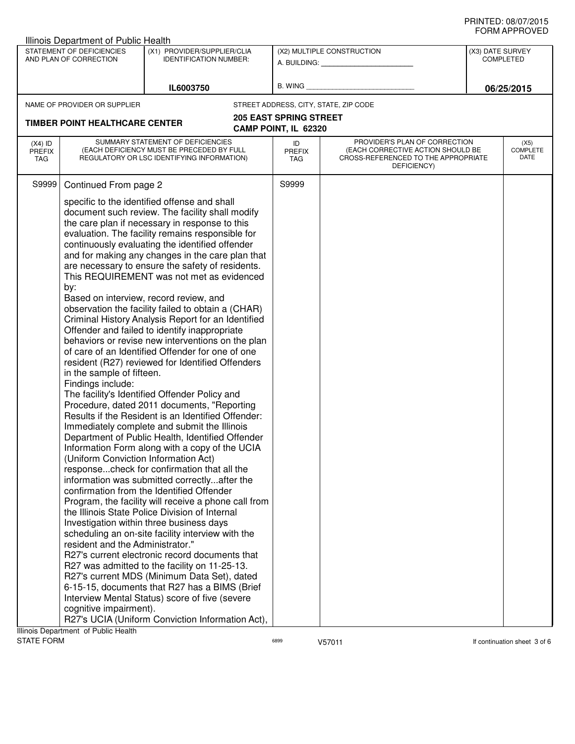Illinois Department of Public Health

| STATEMENT OF DEFICIENCIES AND PLAN OF CORRECTION | (X1) PROVIDER/SUPPLIER/CLIA IDENTIFICATION NUMBER: | (X2) MULTIPLE CONSTRUCTION | (X3) DATE SURVEY COMPLETED |
|---|---|---|---|
| | IL6003750 | A. BUILDING: ______ B. WING ______ | 06/25/2015 |

NAME OF PROVIDER OR SUPPLIER: **TIMBER POINT HEALTHCARE CENTER**

STREET ADDRESS, CITY, STATE, ZIP CODE: **205 EAST SPRING STREET, CAMP POINT, IL 62320**

| (X4) ID PREFIX TAG | SUMMARY STATEMENT OF DEFICIENCIES (EACH DEFICIENCY MUST BE PRECEDED BY FULL REGULATORY OR LSC IDENTIFYING INFORMATION) | ID PREFIX TAG | PROVIDER'S PLAN OF CORRECTION (EACH CORRECTIVE ACTION SHOULD BE CROSS-REFERENCED TO THE APPROPRIATE DEFICIENCY) | (X5) COMPLETE DATE |
|---|---|---|---|---|
| S9999 | Continued From page 2 | S9999 | | |

specific to the identified offense and shall document such review. The facility shall modify the care plan if necessary in response to this evaluation. The facility remains responsible for continuously evaluating the identified offender and for making any changes in the care plan that are necessary to ensure the safety of residents.

This REQUIREMENT was not met as evidenced by:

Based on interview, record review, and observation the facility failed to obtain a (CHAR) Criminal History Analysis Report for an Identified Offender and failed to identify inappropriate behaviors or revise new interventions on the plan of care of an Identified Offender for one of one resident (R27) reviewed for Identified Offenders in the sample of fifteen.

Findings include:

The facility's Identified Offender Policy and Procedure, dated 2011 documents, "Reporting Results if the Resident is an Identified Offender: Immediately complete and submit the Illinois Department of Public Health, Identified Offender Information Form along with a copy of the UCIA (Uniform Conviction Information Act) response...check for confirmation that all the information was submitted correctly...after the confirmation from the Identified Offender Program, the facility will receive a phone call from the Illinois State Police Division of Internal Investigation within three business days scheduling an on-site facility interview with the resident and the Administrator."

R27's current electronic record documents that R27 was admitted to the facility on 11-25-13.

R27's current MDS (Minimum Data Set), dated 6-15-15, documents that R27 has a BIMS (Brief Interview Mental Status) score of five (severe cognitive impairment).

R27's UCIA (Uniform Conviction Information Act),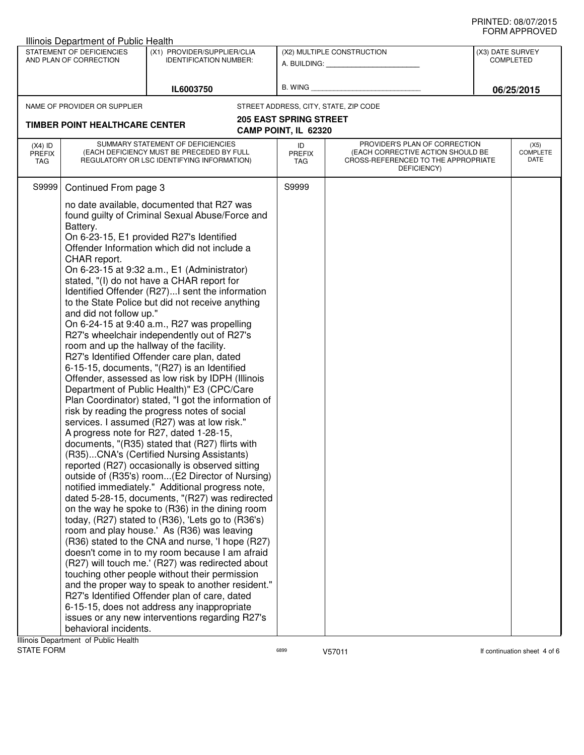Illinois Department of Public Health

| STATEMENT OF DEFICIENCIES AND PLAN OF CORRECTION | (X1) PROVIDER/SUPPLIER/CLIA IDENTIFICATION NUMBER: | (X2) MULTIPLE CONSTRUCTION | (X3) DATE SURVEY COMPLETED |
|---|---|---|---|
| | IL6003750 | A. BUILDING: ______ B. WING ______ | 06/25/2015 |

NAME OF PROVIDER OR SUPPLIER: **TIMBER POINT HEALTHCARE CENTER**

STREET ADDRESS, CITY, STATE, ZIP CODE: **205 EAST SPRING STREET, CAMP POINT, IL 62320**

| (X4) ID PREFIX TAG | SUMMARY STATEMENT OF DEFICIENCIES (EACH DEFICIENCY MUST BE PRECEDED BY FULL REGULATORY OR LSC IDENTIFYING INFORMATION) | ID PREFIX TAG | PROVIDER'S PLAN OF CORRECTION (EACH CORRECTIVE ACTION SHOULD BE CROSS-REFERENCED TO THE APPROPRIATE DEFICIENCY) | (X5) COMPLETE DATE |
|---|---|---|---|---|
| S9999 | Continued From page 3 | S9999 | | |

no date available, documented that R27 was found guilty of Criminal Sexual Abuse/Force and Battery.
On 6-23-15, E1 provided R27's Identified Offender Information which did not include a CHAR report.
On 6-23-15 at 9:32 a.m., E1 (Administrator) stated, "(I) do not have a CHAR report for Identified Offender (R27)...I sent the information to the State Police but did not receive anything and did not follow up."
On 6-24-15 at 9:40 a.m., R27 was propelling R27's wheelchair independently out of R27's room and up the hallway of the facility.
R27's Identified Offender care plan, dated 6-15-15, documents, "(R27) is an Identified Offender, assessed as low risk by IDPH (Illinois Department of Public Health)" E3 (CPC/Care Plan Coordinator) stated, "I got the information of risk by reading the progress notes of social services. I assumed (R27) was at low risk."
A progress note for R27, dated 1-28-15, documents, "(R35) stated that (R27) flirts with (R35)...CNA's (Certified Nursing Assistants) reported (R27) occasionally is observed sitting outside of (R35's) room...(E2 Director of Nursing) notified immediately." Additional progress note, dated 5-28-15, documents, "(R27) was redirected on the way he spoke to (R36) in the dining room today, (R27) stated to (R36), 'Lets go to (R36's) room and play house.' As (R36) was leaving (R36) stated to the CNA and nurse, 'I hope (R27) doesn't come in to my room because I am afraid (R27) will touch me.' (R27) was redirected about touching other people without their permission and the proper way to speak to another resident."
R27's Identified Offender plan of care, dated 6-15-15, does not address any inappropriate issues or any new interventions regarding R27's behavioral incidents.

Illinois Department of Public Health
STATE FORM 6899 V57011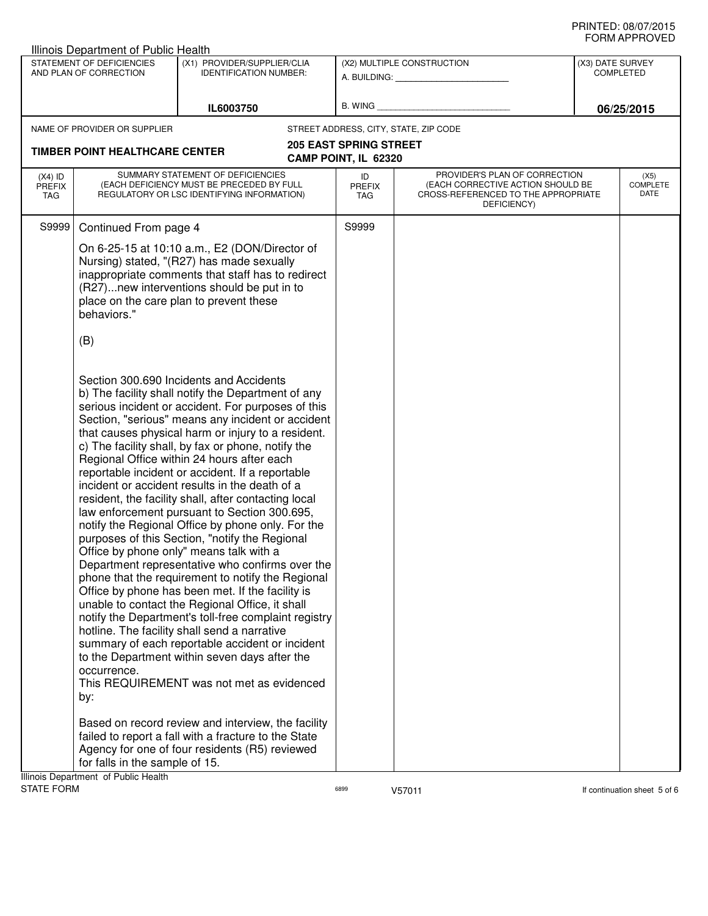Illinois Department of Public Health

| STATEMENT OF DEFICIENCIES AND PLAN OF CORRECTION | (X1) PROVIDER/SUPPLIER/CLIA IDENTIFICATION NUMBER: | (X2) MULTIPLE CONSTRUCTION | (X3) DATE SURVEY COMPLETED |
|---|---|---|---|
| | IL6003750 | A. BUILDING: ______ B. WING ______ | 06/25/2015 |

NAME OF PROVIDER OR SUPPLIER: **TIMBER POINT HEALTHCARE CENTER**

STREET ADDRESS, CITY, STATE, ZIP CODE: **205 EAST SPRING STREET, CAMP POINT, IL 62320**

| (X4) ID PREFIX TAG | SUMMARY STATEMENT OF DEFICIENCIES (EACH DEFICIENCY MUST BE PRECEDED BY FULL REGULATORY OR LSC IDENTIFYING INFORMATION) | ID PREFIX TAG | PROVIDER'S PLAN OF CORRECTION (EACH CORRECTIVE ACTION SHOULD BE CROSS-REFERENCED TO THE APPROPRIATE DEFICIENCY) | (X5) COMPLETE DATE |
|---|---|---|---|---|
| S9999 | Continued From page 4 | S9999 | | |

On 6-25-15 at 10:10 a.m., E2 (DON/Director of Nursing) stated, "(R27) has made sexually inappropriate comments that staff has to redirect (R27)...new interventions should be put in to place on the care plan to prevent these behaviors."

(B)

Section 300.690 Incidents and Accidents
b) The facility shall notify the Department of any serious incident or accident. For purposes of this Section, "serious" means any incident or accident that causes physical harm or injury to a resident.
c) The facility shall, by fax or phone, notify the Regional Office within 24 hours after each reportable incident or accident. If a reportable incident or accident results in the death of a resident, the facility shall, after contacting local law enforcement pursuant to Section 300.695, notify the Regional Office by phone only. For the purposes of this Section, "notify the Regional Office by phone only" means talk with a Department representative who confirms over the phone that the requirement to notify the Regional Office by phone has been met. If the facility is unable to contact the Regional Office, it shall notify the Department's toll-free complaint registry hotline. The facility shall send a narrative summary of each reportable accident or incident to the Department within seven days after the occurrence.
This REQUIREMENT was not met as evidenced by:

Based on record review and interview, the facility failed to report a fall with a fracture to the State Agency for one of four residents (R5) reviewed for falls in the sample of 15.

Illinois Department of Public Health
STATE FORM 6899 V57011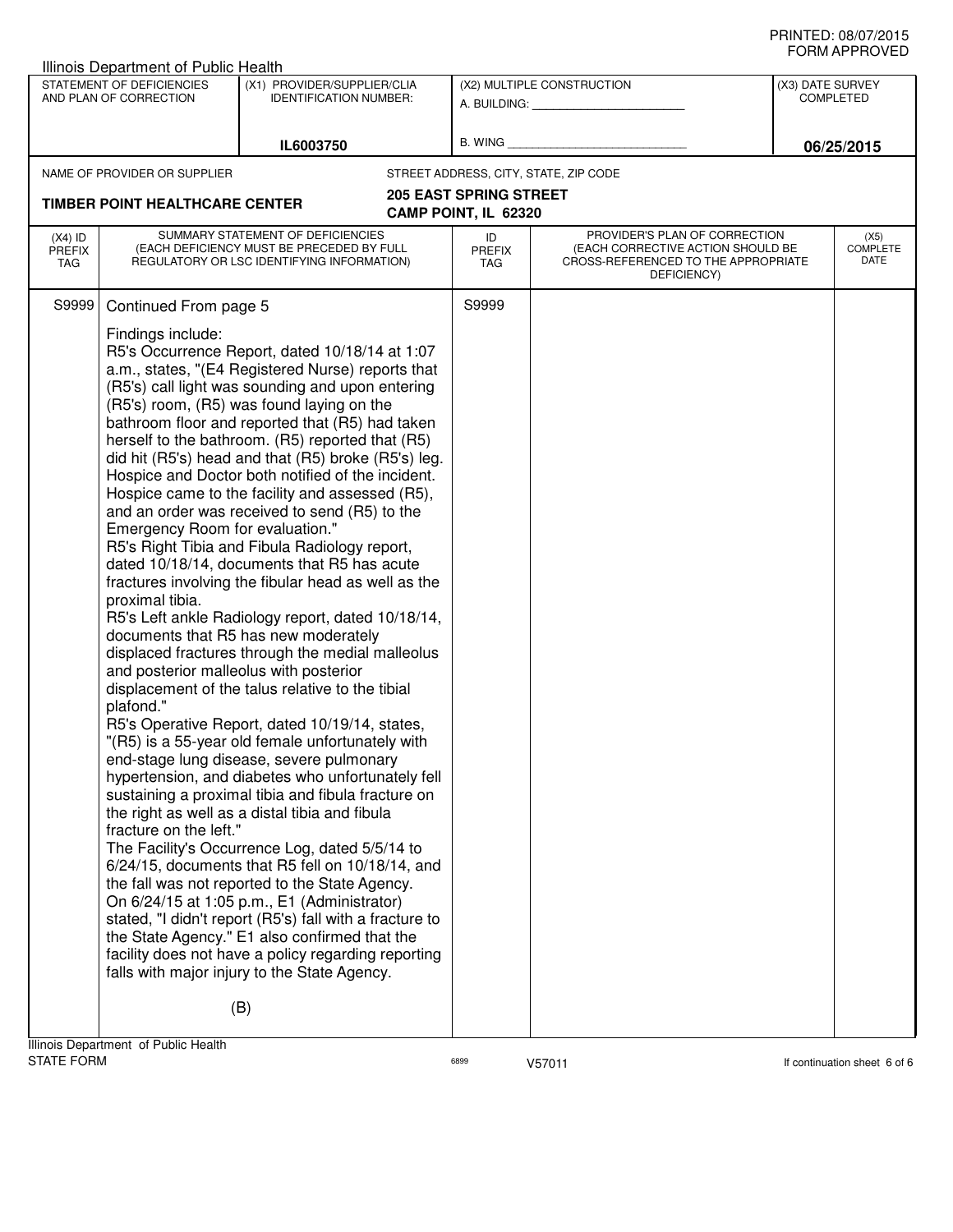Illinois Department of Public Health

| STATEMENT OF DEFICIENCIES AND PLAN OF CORRECTION | (X1) PROVIDER/SUPPLIER/CLIA IDENTIFICATION NUMBER: | (X2) MULTIPLE CONSTRUCTION | (X3) DATE SURVEY COMPLETED |
|---|---|---|---|
| | IL6003750 | A. BUILDING: ______ B. WING ______ | 06/25/2015 |

NAME OF PROVIDER OR SUPPLIER: **TIMBER POINT HEALTHCARE CENTER**

STREET ADDRESS, CITY, STATE, ZIP CODE: **205 EAST SPRING STREET, CAMP POINT, IL 62320**

| (X4) ID PREFIX TAG | SUMMARY STATEMENT OF DEFICIENCIES (EACH DEFICIENCY MUST BE PRECEDED BY FULL REGULATORY OR LSC IDENTIFYING INFORMATION) | ID PREFIX TAG | PROVIDER'S PLAN OF CORRECTION (EACH CORRECTIVE ACTION SHOULD BE CROSS-REFERENCED TO THE APPROPRIATE DEFICIENCY) | (X5) COMPLETE DATE |
|---|---|---|---|---|
| S9999 | Continued From page 5 | S9999 | | |

Findings include:

R5's Occurrence Report, dated 10/18/14 at 1:07 a.m., states, "(E4 Registered Nurse) reports that (R5's) call light was sounding and upon entering (R5's) room, (R5) was found laying on the bathroom floor and reported that (R5) had taken herself to the bathroom. (R5) reported that (R5) did hit (R5's) head and that (R5) broke (R5's) leg. Hospice and Doctor both notified of the incident. Hospice came to the facility and assessed (R5), and an order was received to send (R5) to the Emergency Room for evaluation."

R5's Right Tibia and Fibula Radiology report, dated 10/18/14, documents that R5 has acute fractures involving the fibular head as well as the proximal tibia.

R5's Left ankle Radiology report, dated 10/18/14, documents that R5 has new moderately displaced fractures through the medial malleolus and posterior malleolus with posterior displacement of the talus relative to the tibial plafond."

R5's Operative Report, dated 10/19/14, states, "(R5) is a 55-year old female unfortunately with end-stage lung disease, severe pulmonary hypertension, and diabetes who unfortunately fell sustaining a proximal tibia and fibula fracture on the right as well as a distal tibia and fibula fracture on the left."

The Facility's Occurrence Log, dated 5/5/14 to 6/24/15, documents that R5 fell on 10/18/14, and the fall was not reported to the State Agency.

On 6/24/15 at 1:05 p.m., E1 (Administrator) stated, "I didn't report (R5's) fall with a fracture to the State Agency." E1 also confirmed that the facility does not have a policy regarding reporting falls with major injury to the State Agency.

(B)